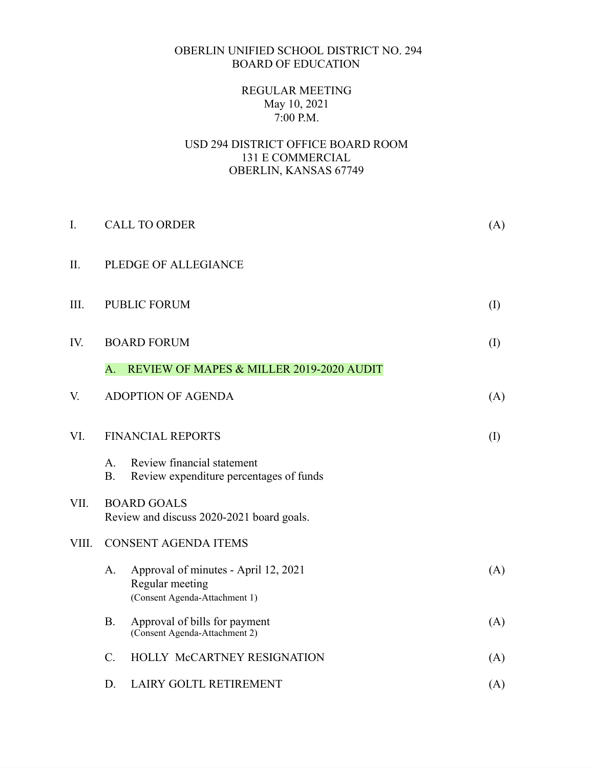# OBERLIN UNIFIED SCHOOL DISTRICT NO. 294
## BOARD OF EDUCATION

REGULAR MEETING
May 10, 2021
7:00 P.M.

USD 294 DISTRICT OFFICE BOARD ROOM
131 E COMMERCIAL
OBERLIN, KANSAS 67749

I. CALL TO ORDER (A)

II. PLEDGE OF ALLEGIANCE

III. PUBLIC FORUM (I)

IV. BOARD FORUM (I)

A. REVIEW OF MAPES & MILLER 2019-2020 AUDIT

V. ADOPTION OF AGENDA (A)

VI. FINANCIAL REPORTS (I)

A. Review financial statement
B. Review expenditure percentages of funds

VII. BOARD GOALS
Review and discuss 2020-2021 board goals.

VIII. CONSENT AGENDA ITEMS

A. Approval of minutes - April 12, 2021 Regular meeting (A)
(Consent Agenda-Attachment 1)

B. Approval of bills for payment (A)
(Consent Agenda-Attachment 2)

C. HOLLY McCARTNEY RESIGNATION (A)

D. LAIRY GOLTL RETIREMENT (A)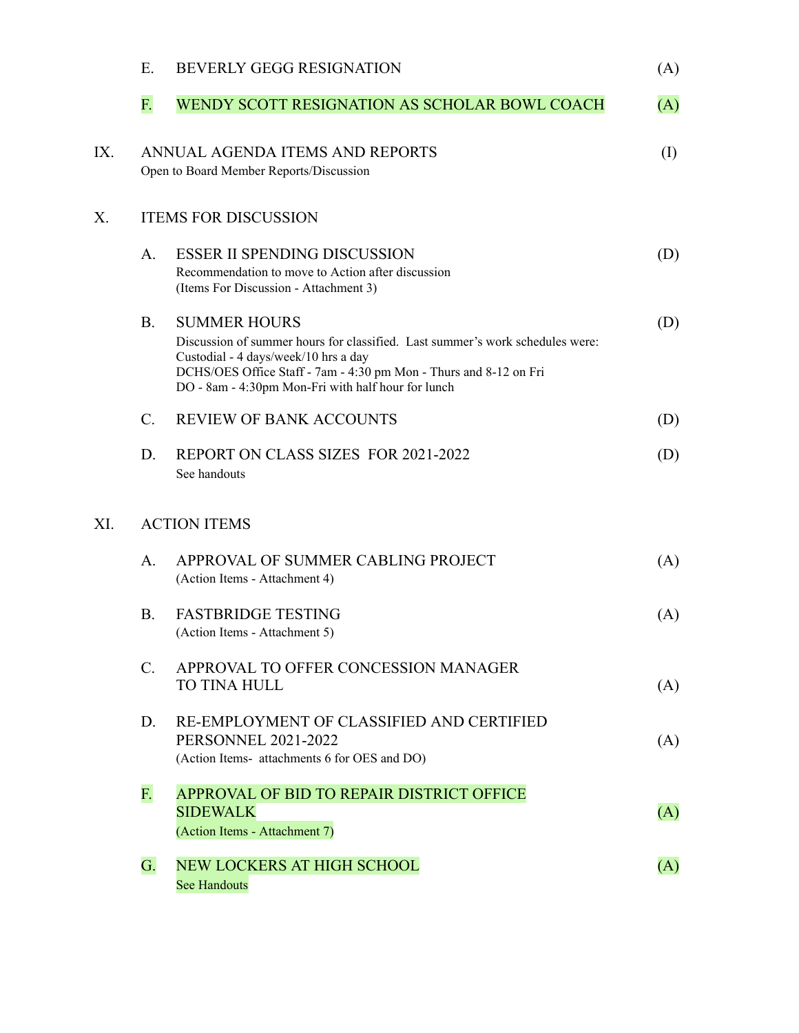E. BEVERLY GEGG RESIGNATION (A)

F. WENDY SCOTT RESIGNATION AS SCHOLAR BOWL COACH (A)

IX. ANNUAL AGENDA ITEMS AND REPORTS (I)
Open to Board Member Reports/Discussion

X. ITEMS FOR DISCUSSION

A. ESSER II SPENDING DISCUSSION (D)
Recommendation to move to Action after discussion
(Items For Discussion - Attachment 3)

B. SUMMER HOURS (D)
Discussion of summer hours for classified. Last summer's work schedules were:
Custodial - 4 days/week/10 hrs a day
DCHS/OES Office Staff - 7am - 4:30 pm Mon - Thurs and 8-12 on Fri
DO - 8am - 4:30pm Mon-Fri with half hour for lunch

C. REVIEW OF BANK ACCOUNTS (D)

D. REPORT ON CLASS SIZES FOR 2021-2022 (D)
See handouts

XI. ACTION ITEMS

A. APPROVAL OF SUMMER CABLING PROJECT (A)
(Action Items - Attachment 4)

B. FASTBRIDGE TESTING (A)
(Action Items - Attachment 5)

C. APPROVAL TO OFFER CONCESSION MANAGER TO TINA HULL (A)

D. RE-EMPLOYMENT OF CLASSIFIED AND CERTIFIED PERSONNEL 2021-2022 (A)
(Action Items- attachments 6 for OES and DO)

F. APPROVAL OF BID TO REPAIR DISTRICT OFFICE SIDEWALK (A)
(Action Items - Attachment 7)

G. NEW LOCKERS AT HIGH SCHOOL (A)
See Handouts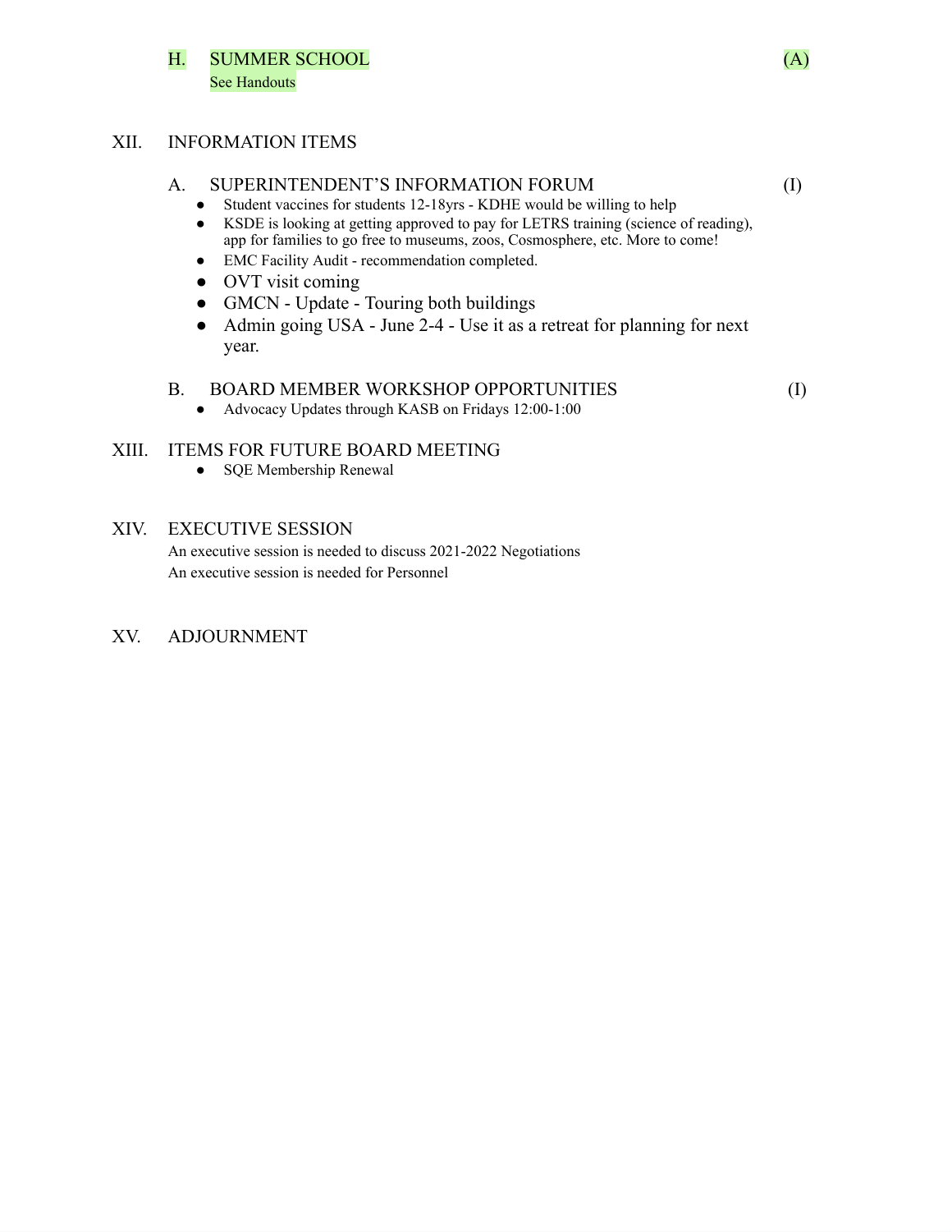H. SUMMER SCHOOL (A)
See Handouts

## XII. INFORMATION ITEMS

### A. SUPERINTENDENT'S INFORMATION FORUM (I)

- Student vaccines for students 12-18yrs - KDHE would be willing to help
- KSDE is looking at getting approved to pay for LETRS training (science of reading), app for families to go free to museums, zoos, Cosmosphere, etc. More to come!
- EMC Facility Audit - recommendation completed.
- OVT visit coming
- GMCN - Update - Touring both buildings
- Admin going USA - June 2-4 - Use it as a retreat for planning for next year.

### B. BOARD MEMBER WORKSHOP OPPORTUNITIES (I)

- Advocacy Updates through KASB on Fridays 12:00-1:00

## XIII. ITEMS FOR FUTURE BOARD MEETING

- SQE Membership Renewal

## XIV. EXECUTIVE SESSION

An executive session is needed to discuss 2021-2022 Negotiations
An executive session is needed for Personnel

## XV. ADJOURNMENT